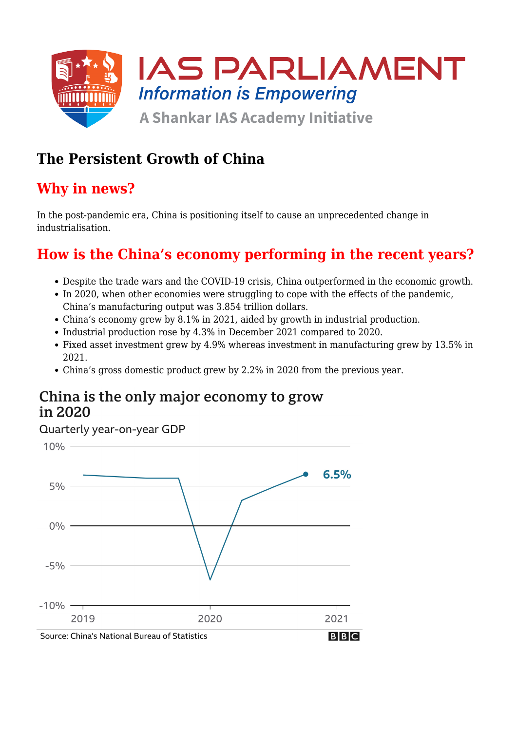# The Persistent Growth of China

## Why in news?

In the post-pandemic era, China is positioning itself to cause an unprecedented change in industrialisation.

## How is the China's economy performing in the recent years?

- Despite the trade wars and the COVID-19 crisis, China outperformed in the economic growth.
- In 2020, when other economies were struggling to cope with the effects of the pandemic, China's manufacturing output was 3.854 trillion dollars.
- China's economy grew by 8.1% in 2021, aided by growth in industrial production.
- Industrial production rose by 4.3% in December 2021 compared to 2020.
- Fixed asset investment grew by 4.9% whereas investment in manufacturing grew by 13.5% in 2021.
- China's gross domestic product grew by 2.2% in 2020 from the previous year.

**China is the only major economy to grow in 2020**

Quarterly year-on-year GDP

6.5%

Source: China's National Bureau of Statistics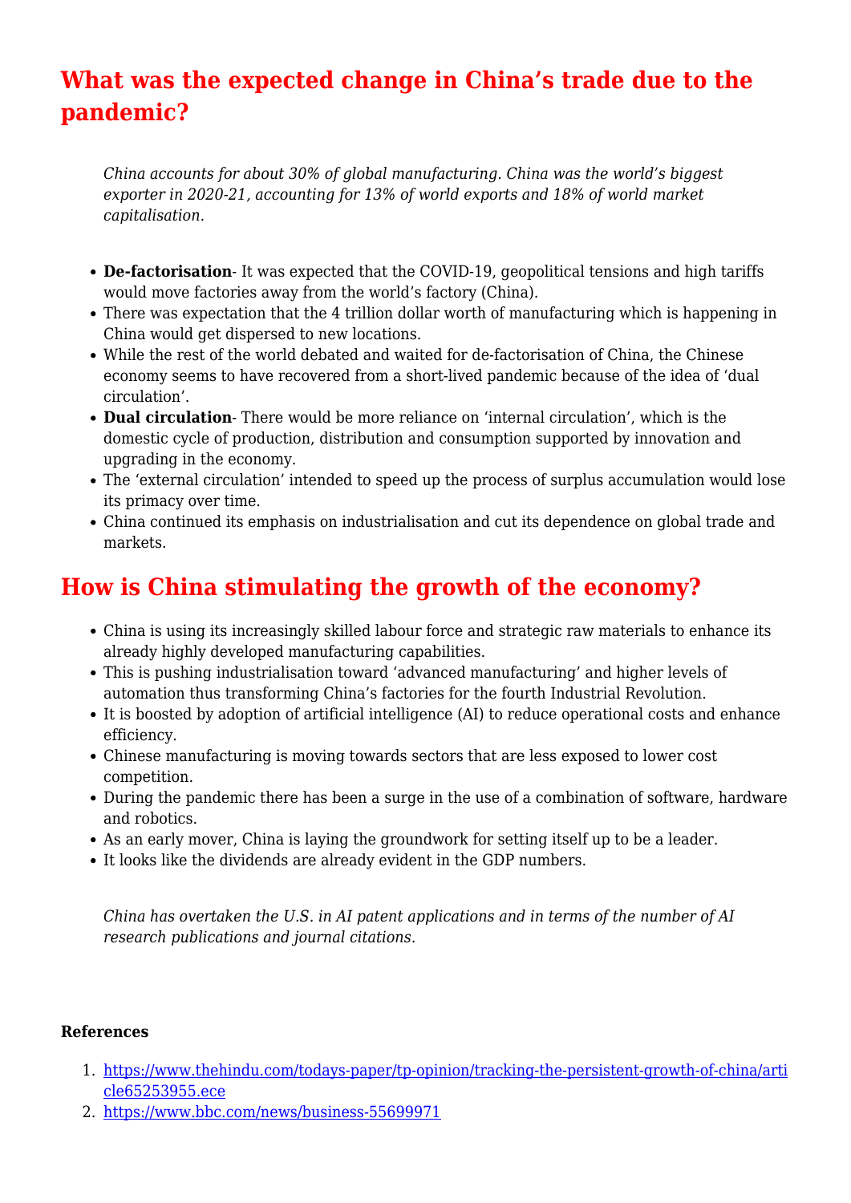## What was the expected change in China's trade due to the pandemic?

> *China accounts for about 30% of global manufacturing. China was the world's biggest exporter in 2020-21, accounting for 13% of world exports and 18% of world market capitalisation.*

- **De-factorisation**- It was expected that the COVID-19, geopolitical tensions and high tariffs would move factories away from the world's factory (China).
- There was expectation that the 4 trillion dollar worth of manufacturing which is happening in China would get dispersed to new locations.
- While the rest of the world debated and waited for de-factorisation of China, the Chinese economy seems to have recovered from a short-lived pandemic because of the idea of 'dual circulation'.
- **Dual circulation**- There would be more reliance on 'internal circulation', which is the domestic cycle of production, distribution and consumption supported by innovation and upgrading in the economy.
- The 'external circulation' intended to speed up the process of surplus accumulation would lose its primacy over time.
- China continued its emphasis on industrialisation and cut its dependence on global trade and markets.

## How is China stimulating the growth of the economy?

- China is using its increasingly skilled labour force and strategic raw materials to enhance its already highly developed manufacturing capabilities.
- This is pushing industrialisation toward 'advanced manufacturing' and higher levels of automation thus transforming China's factories for the fourth Industrial Revolution.
- It is boosted by adoption of artificial intelligence (AI) to reduce operational costs and enhance efficiency.
- Chinese manufacturing is moving towards sectors that are less exposed to lower cost competition.
- During the pandemic there has been a surge in the use of a combination of software, hardware and robotics.
- As an early mover, China is laying the groundwork for setting itself up to be a leader.
- It looks like the dividends are already evident in the GDP numbers.

> *China has overtaken the U.S. in AI patent applications and in terms of the number of AI research publications and journal citations.*

**References**

1. https://www.thehindu.com/todays-paper/tp-opinion/tracking-the-persistent-growth-of-china/article65253955.ece
2. https://www.bbc.com/news/business-55699971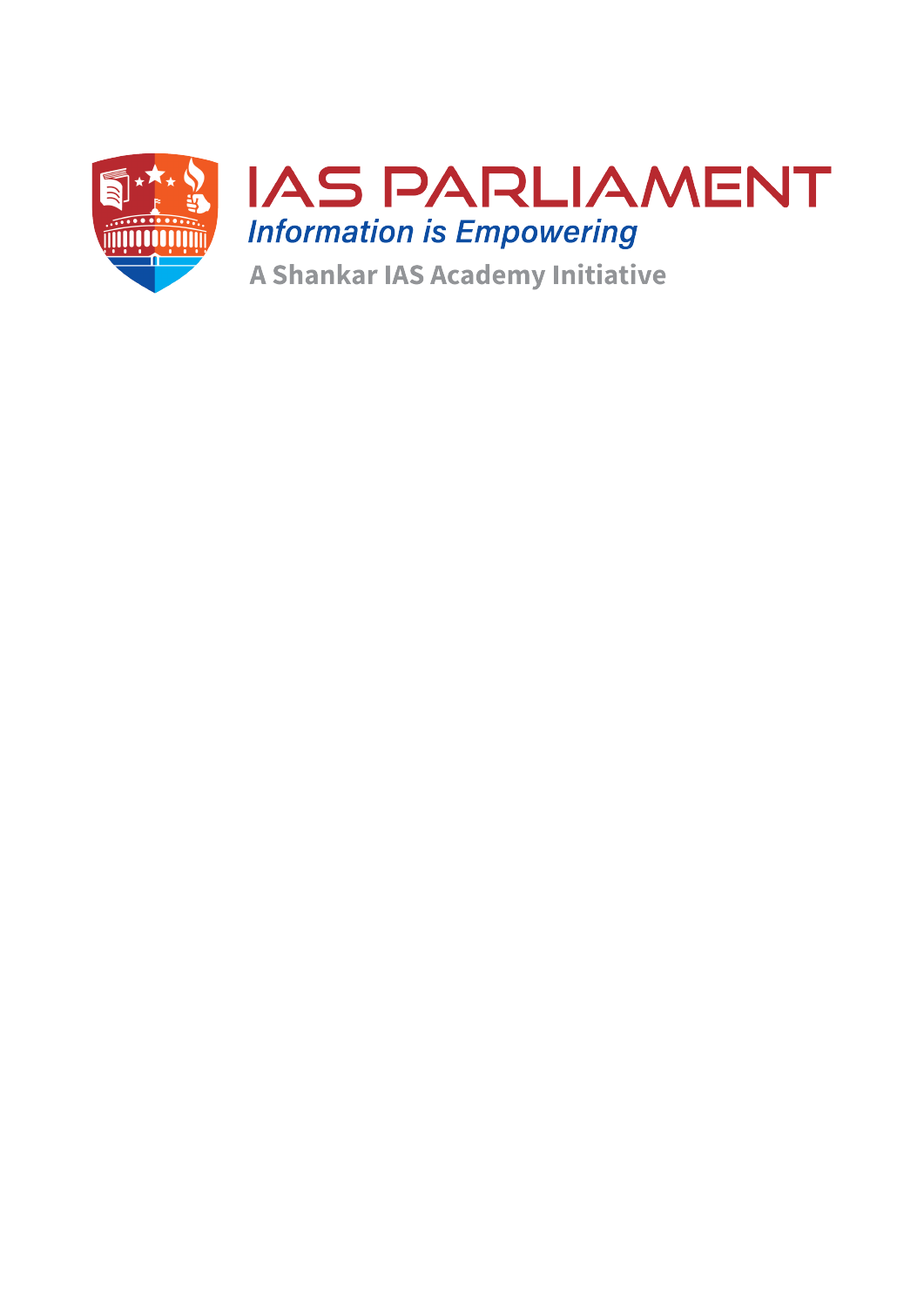IAS PARLIAMENT

*Information is Empowering*

A Shankar IAS Academy Initiative